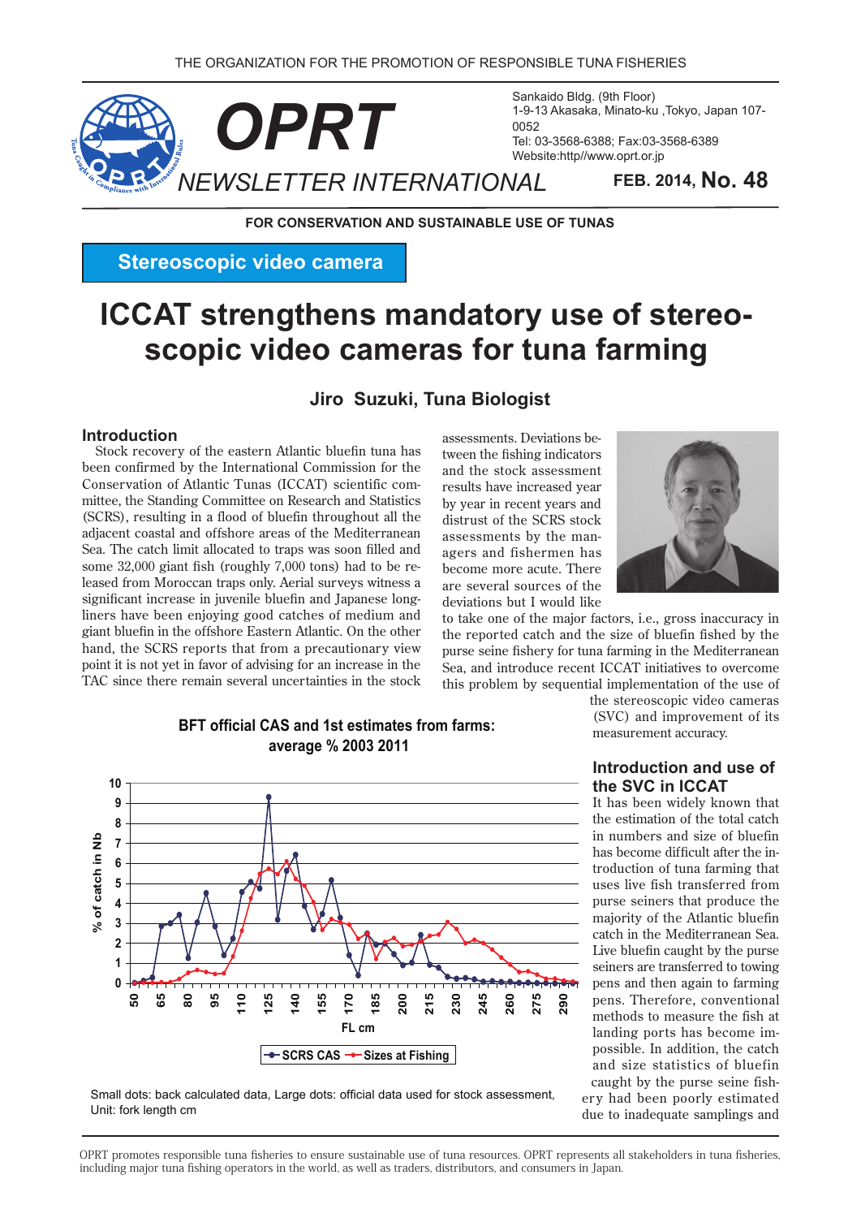THE ORGANIZATION FOR THE PROMOTION OF RESPONSIBLE TUNA FISHERIES

# OPRT NEWSLETTER INTERNATIONAL

Sankaido Bldg. (9th Floor)
1-9-13 Akasaka, Minato-ku ,Tokyo, Japan 107-0052
Tel: 03-3568-6388; Fax:03-3568-6389
Website:http//www.oprt.or.jp

**FEB. 2014, No. 48**

**FOR CONSERVATION AND SUSTAINABLE USE OF TUNAS**

**Stereoscopic video camera**

# ICCAT strengthens mandatory use of stereo-scopic video cameras for tuna farming

### Jiro Suzuki, Tuna Biologist

## Introduction

Stock recovery of the eastern Atlantic bluefin tuna has been confirmed by the International Commission for the Conservation of Atlantic Tunas (ICCAT) scientific committee, the Standing Committee on Research and Statistics (SCRS), resulting in a flood of bluefin throughout all the adjacent coastal and offshore areas of the Mediterranean Sea. The catch limit allocated to traps was soon filled and some 32,000 giant fish (roughly 7,000 tons) had to be released from Moroccan traps only. Aerial surveys witness a significant increase in juvenile bluefin and Japanese longliners have been enjoying good catches of medium and giant bluefin in the offshore Eastern Atlantic. On the other hand, the SCRS reports that from a precautionary view point it is not yet in favor of advising for an increase in the TAC since there remain several uncertainties in the stock assessments. Deviations between the fishing indicators and the stock assessment results have increased year by year in recent years and distrust of the SCRS stock assessments by the managers and fishermen has become more acute. There are several sources of the deviations but I would like to take one of the major factors, i.e., gross inaccuracy in the reported catch and the size of bluefin fished by the purse seine fishery for tuna farming in the Mediterranean Sea, and introduce recent ICCAT initiatives to overcome this problem by sequential implementation of the use of the stereoscopic video cameras (SVC) and improvement of its measurement accuracy.

**BFT official CAS and 1st estimates from farms: average % 2003 2011**

(Chart: % of catch in Nb vs. FL cm; legend: SCRS CAS, Sizes at Fishing)

Small dots: back calculated data, Large dots: official data used for stock assessment, Unit: fork length cm

## Introduction and use of the SVC in ICCAT

It has been widely known that the estimation of the total catch in numbers and size of bluefin has become difficult after the introduction of tuna farming that uses live fish transferred from purse seiners that produce the majority of the Atlantic bluefin catch in the Mediterranean Sea. Live bluefin caught by the purse seiners are transferred to towing pens and then again to farming pens. Therefore, conventional methods to measure the fish at landing ports has become impossible. In addition, the catch and size statistics of bluefin caught by the purse seine fishery had been poorly estimated due to inadequate samplings and

OPRT promotes responsible tuna fisheries to ensure sustainable use of tuna resources. OPRT represents all stakeholders in tuna fisheries, including major tuna fishing operators in the world, as well as traders, distributors, and consumers in Japan.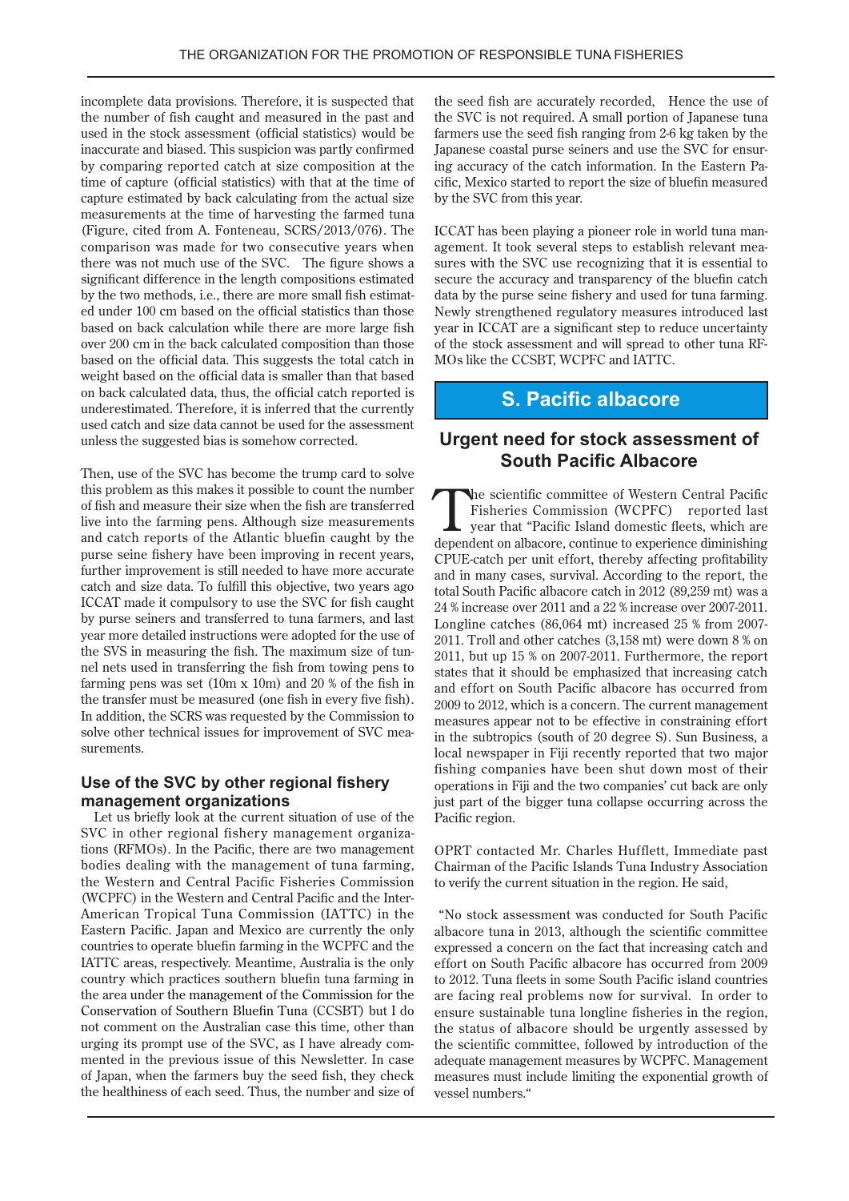incomplete data provisions. Therefore, it is suspected that the number of fish caught and measured in the past and used in the stock assessment (official statistics) would be inaccurate and biased. This suspicion was partly confirmed by comparing reported catch at size composition at the time of capture (official statistics) with that at the time of capture estimated by back calculating from the actual size measurements at the time of harvesting the farmed tuna (Figure, cited from A. Fonteneau, SCRS/2013/076). The comparison was made for two consecutive years when there was not much use of the SVC. The figure shows a significant difference in the length compositions estimated by the two methods, i.e., there are more small fish estimated under 100 cm based on the official statistics than those based on back calculation while there are more large fish over 200 cm in the back calculated composition than those based on the official data. This suggests the total catch in weight based on the official data is smaller than that based on back calculated data, thus, the official catch reported is underestimated. Therefore, it is inferred that the currently used catch and size data cannot be used for the assessment unless the suggested bias is somehow corrected.

Then, use of the SVC has become the trump card to solve this problem as this makes it possible to count the number of fish and measure their size when the fish are transferred live into the farming pens. Although size measurements and catch reports of the Atlantic bluefin caught by the purse seine fishery have been improving in recent years, further improvement is still needed to have more accurate catch and size data. To fulfill this objective, two years ago ICCAT made it compulsory to use the SVC for fish caught by purse seiners and transferred to tuna farmers, and last year more detailed instructions were adopted for the use of the SVS in measuring the fish. The maximum size of tunnel nets used in transferring the fish from towing pens to farming pens was set (10m x 10m) and 20 % of the fish in the transfer must be measured (one fish in every five fish). In addition, the SCRS was requested by the Commission to solve other technical issues for improvement of SVC measurements.

### Use of the SVC by other regional fishery management organizations

Let us briefly look at the current situation of use of the SVC in other regional fishery management organizations (RFMOs). In the Pacific, there are two management bodies dealing with the management of tuna farming, the Western and Central Pacific Fisheries Commission (WCPFC) in the Western and Central Pacific and the Inter-American Tropical Tuna Commission (IATTC) in the Eastern Pacific. Japan and Mexico are currently the only countries to operate bluefin farming in the WCPFC and the IATTC areas, respectively. Meantime, Australia is the only country which practices southern bluefin tuna farming in the area under the management of the Commission for the Conservation of Southern Bluefin Tuna (CCSBT) but I do not comment on the Australian case this time, other than urging its prompt use of the SVC, as I have already commented in the previous issue of this Newsletter. In case of Japan, when the farmers buy the seed fish, they check the healthiness of each seed. Thus, the number and size of the seed fish are accurately recorded, Hence the use of the SVC is not required. A small portion of Japanese tuna farmers use the seed fish ranging from 2-6 kg taken by the Japanese coastal purse seiners and use the SVC for ensuring accuracy of the catch information. In the Eastern Pacific, Mexico started to report the size of bluefin measured by the SVC from this year.

ICCAT has been playing a pioneer role in world tuna management. It took several steps to establish relevant measures with the SVC use recognizing that it is essential to secure the accuracy and transparency of the bluefin catch data by the purse seine fishery and used for tuna farming. Newly strengthened regulatory measures introduced last year in ICCAT are a significant step to reduce uncertainty of the stock assessment and will spread to other tuna RFMOs like the CCSBT, WCPFC and IATTC.

## S. Pacific albacore

## Urgent need for stock assessment of South Pacific Albacore

The scientific committee of Western Central Pacific Fisheries Commission (WCPFC) reported last year that "Pacific Island domestic fleets, which are dependent on albacore, continue to experience diminishing CPUE-catch per unit effort, thereby affecting profitability and in many cases, survival. According to the report, the total South Pacific albacore catch in 2012 (89,259 mt) was a 24 % increase over 2011 and a 22 % increase over 2007-2011. Longline catches (86,064 mt) increased 25 % from 2007-2011. Troll and other catches (3,158 mt) were down 8 % on 2011, but up 15 % on 2007-2011. Furthermore, the report states that it should be emphasized that increasing catch and effort on South Pacific albacore has occurred from 2009 to 2012, which is a concern. The current management measures appear not to be effective in constraining effort in the subtropics (south of 20 degree S). Sun Business, a local newspaper in Fiji recently reported that two major fishing companies have been shut down most of their operations in Fiji and the two companies' cut back are only just part of the bigger tuna collapse occurring across the Pacific region.

OPRT contacted Mr. Charles Hufflett, Immediate past Chairman of the Pacific Islands Tuna Industry Association to verify the current situation in the region. He said,

"No stock assessment was conducted for South Pacific albacore tuna in 2013, although the scientific committee expressed a concern on the fact that increasing catch and effort on South Pacific albacore has occurred from 2009 to 2012. Tuna fleets in some South Pacific island countries are facing real problems now for survival. In order to ensure sustainable tuna longline fisheries in the region, the status of albacore should be urgently assessed by the scientific committee, followed by introduction of the adequate management measures by WCPFC. Management measures must include limiting the exponential growth of vessel numbers."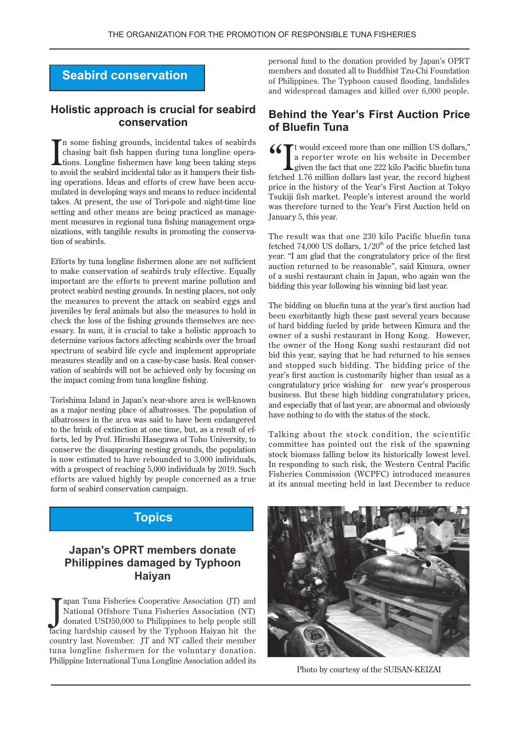## Seabird conservation

### Holistic approach is crucial for seabird conservation

In some fishing grounds, incidental takes of seabirds chasing bait fish happen during tuna longline operations. Longline fishermen have long been taking steps to avoid the seabird incidental take as it hampers their fishing operations. Ideas and efforts of crew have been accumulated in developing ways and means to reduce incidental takes. At present, the use of Tori-pole and night-time line setting and other means are being practiced as management measures in regional tuna fishing management organizations, with tangible results in promoting the conservation of seabirds.

Efforts by tuna longline fishermen alone are not sufficient to make conservation of seabirds truly effective. Equally important are the efforts to prevent marine pollution and protect seabird nesting grounds. In nesting places, not only the measures to prevent the attack on seabird eggs and juveniles by feral animals but also the measures to hold in check the loss of the fishing grounds themselves are necessary. In sum, it is crucial to take a holistic approach to determine various factors affecting seabirds over the broad spectrum of seabird life cycle and implement appropriate measures steadily and on a case-by-case basis. Real conservation of seabirds will not be achieved only by focusing on the impact coming from tuna longline fishing.

Torishima Island in Japan's near-shore area is well-known as a major nesting place of albatrosses. The population of albatrosses in the area was said to have been endangered to the brink of extinction at one time, but, as a result of efforts, led by Prof. Hiroshi Hasegawa of Toho University, to conserve the disappearing nesting grounds, the population is now estimated to have rebounded to 3,000 individuals, with a prospect of reaching 5,000 individuals by 2019. Such efforts are valued highly by people concerned as a true form of seabird conservation campaign.

## Topics

### Japan's OPRT members donate Philippines damaged by Typhoon Haiyan

Japan Tuna Fisheries Cooperative Association (JT) and National Offshore Tuna Fisheries Association (NT) donated USD50,000 to Philippines to help people still facing hardship caused by the Typhoon Haiyan hit the country last November. JT and NT called their member tuna longline fishermen for the voluntary donation. Philippine International Tuna Longline Association added its personal fund to the donation provided by Japan's OPRT members and donated all to Buddhist Tzu-Chi Foundation of Philippines. The Typhoon caused flooding, landslides and widespread damages and killed over 6,000 people.

### Behind the Year's First Auction Price of Bluefin Tuna

"It would exceed more than one million US dollars," a reporter wrote on his website in December given the fact that one 222 kilo Pacific bluefin tuna fetched 1.76 million dollars last year, the record highest price in the history of the Year's First Auction at Tokyo Tsukiji fish market. People's interest around the world was therefore turned to the Year's First Auction held on January 5, this year.

The result was that one 230 kilo Pacific bluefin tuna fetched 74,000 US dollars, 1/20th of the price fetched last year. "I am glad that the congratulatory price of the first auction returned to be reasonable", said Kimura, owner of a sushi restaurant chain in Japan, who again won the bidding this year following his winning bid last year.

The bidding on bluefin tuna at the year's first auction had been exorbitantly high these past several years because of hard bidding fueled by pride between Kimura and the owner of a sushi restaurant in Hong Kong. However, the owner of the Hong Kong sushi restaurant did not bid this year, saying that he had returned to his senses and stopped such bidding. The bidding price of the year's first auction is customarily higher than usual as a congratulatory price wishing for new year's prosperous business. But these high bidding congratulatory prices, and especially that of last year, are abnormal and obviously have nothing to do with the status of the stock.

Talking about the stock condition, the scientific committee has pointed out the risk of the spawning stock biomass falling below its historically lowest level. In responding to such risk, the Western Central Pacific Fisheries Commission (WCPFC) introduced measures at its annual meeting held in last December to reduce

Photo by courtesy of the SUISAN-KEIZAI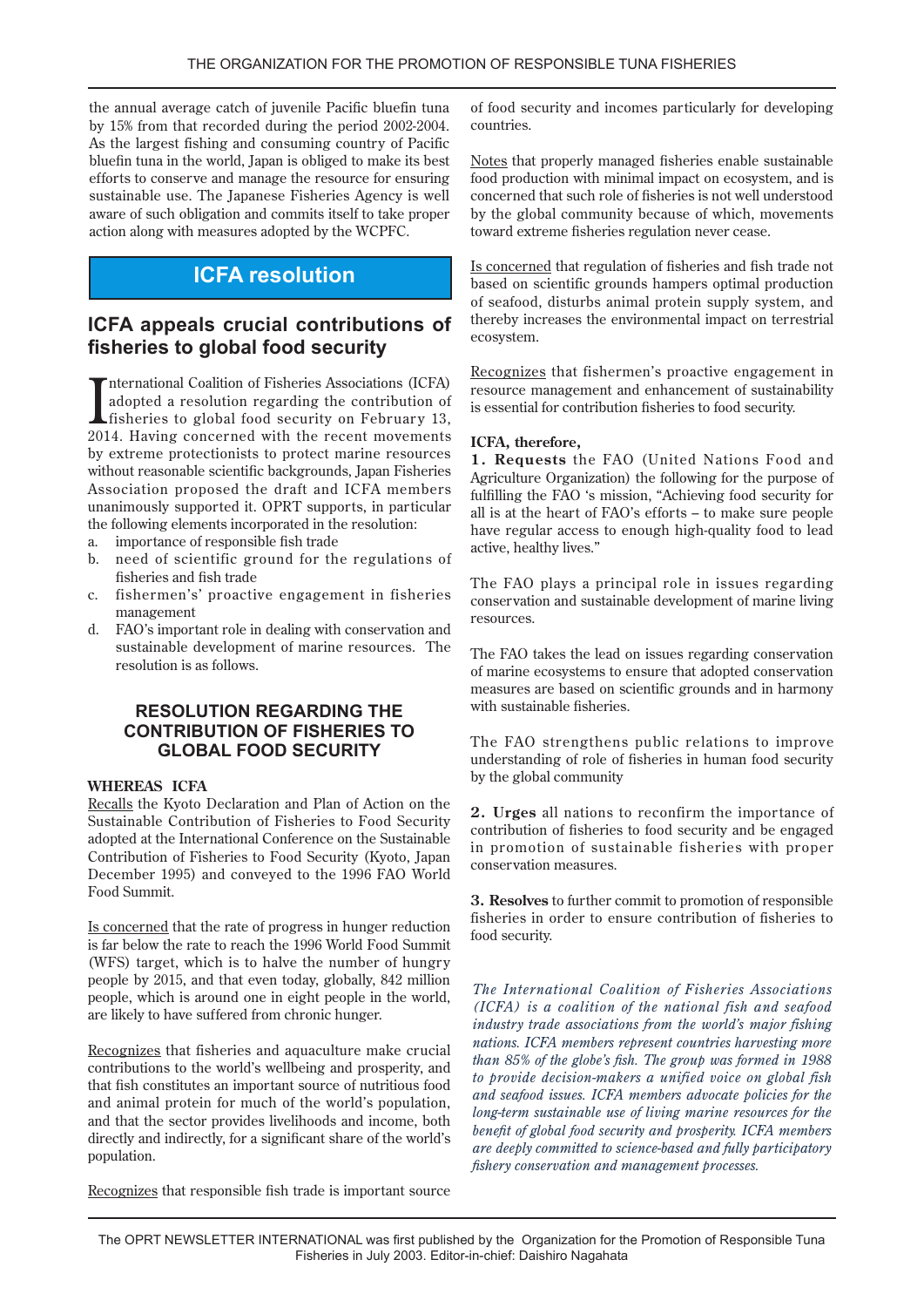the annual average catch of juvenile Pacific bluefin tuna by 15% from that recorded during the period 2002-2004. As the largest fishing and consuming country of Pacific bluefin tuna in the world, Japan is obliged to make its best efforts to conserve and manage the resource for ensuring sustainable use. The Japanese Fisheries Agency is well aware of such obligation and commits itself to take proper action along with measures adopted by the WCPFC.

# ICFA resolution

## ICFA appeals crucial contributions of fisheries to global food security

International Coalition of Fisheries Associations (ICFA) adopted a resolution regarding the contribution of fisheries to global food security on February 13, 2014. Having concerned with the recent movements by extreme protectionists to protect marine resources without reasonable scientific backgrounds, Japan Fisheries Association proposed the draft and ICFA members unanimously supported it. OPRT supports, in particular the following elements incorporated in the resolution:

a. importance of responsible fish trade
b. need of scientific ground for the regulations of fisheries and fish trade
c. fishermen's' proactive engagement in fisheries management
d. FAO's important role in dealing with conservation and sustainable development of marine resources. The resolution is as follows.

### RESOLUTION REGARDING THE CONTRIBUTION OF FISHERIES TO GLOBAL FOOD SECURITY

**WHEREAS ICFA**

Recalls the Kyoto Declaration and Plan of Action on the Sustainable Contribution of Fisheries to Food Security adopted at the International Conference on the Sustainable Contribution of Fisheries to Food Security (Kyoto, Japan December 1995) and conveyed to the 1996 FAO World Food Summit.

Is concerned that the rate of progress in hunger reduction is far below the rate to reach the 1996 World Food Summit (WFS) target, which is to halve the number of hungry people by 2015, and that even today, globally, 842 million people, which is around one in eight people in the world, are likely to have suffered from chronic hunger.

Recognizes that fisheries and aquaculture make crucial contributions to the world's wellbeing and prosperity, and that fish constitutes an important source of nutritious food and animal protein for much of the world's population, and that the sector provides livelihoods and income, both directly and indirectly, for a significant share of the world's population.

Recognizes that responsible fish trade is important source of food security and incomes particularly for developing countries.

Notes that properly managed fisheries enable sustainable food production with minimal impact on ecosystem, and is concerned that such role of fisheries is not well understood by the global community because of which, movements toward extreme fisheries regulation never cease.

Is concerned that regulation of fisheries and fish trade not based on scientific grounds hampers optimal production of seafood, disturbs animal protein supply system, and thereby increases the environmental impact on terrestrial ecosystem.

Recognizes that fishermen's proactive engagement in resource management and enhancement of sustainability is essential for contribution fisheries to food security.

**ICFA, therefore,**

**1. Requests** the FAO (United Nations Food and Agriculture Organization) the following for the purpose of fulfilling the FAO 's mission, "Achieving food security for all is at the heart of FAO's efforts – to make sure people have regular access to enough high-quality food to lead active, healthy lives."

The FAO plays a principal role in issues regarding conservation and sustainable development of marine living resources.

The FAO takes the lead on issues regarding conservation of marine ecosystems to ensure that adopted conservation measures are based on scientific grounds and in harmony with sustainable fisheries.

The FAO strengthens public relations to improve understanding of role of fisheries in human food security by the global community

**2. Urges** all nations to reconfirm the importance of contribution of fisheries to food security and be engaged in promotion of sustainable fisheries with proper conservation measures.

**3. Resolves** to further commit to promotion of responsible fisheries in order to ensure contribution of fisheries to food security.

*The International Coalition of Fisheries Associations (ICFA) is a coalition of the national fish and seafood industry trade associations from the world's major fishing nations. ICFA members represent countries harvesting more than 85% of the globe's fish. The group was formed in 1988 to provide decision-makers a unified voice on global fish and seafood issues. ICFA members advocate policies for the long-term sustainable use of living marine resources for the benefit of global food security and prosperity. ICFA members are deeply committed to science-based and fully participatory fishery conservation and management processes.*

The OPRT NEWSLETTER INTERNATIONAL was first published by the Organization for the Promotion of Responsible Tuna Fisheries in July 2003. Editor-in-chief: Daishiro Nagahata